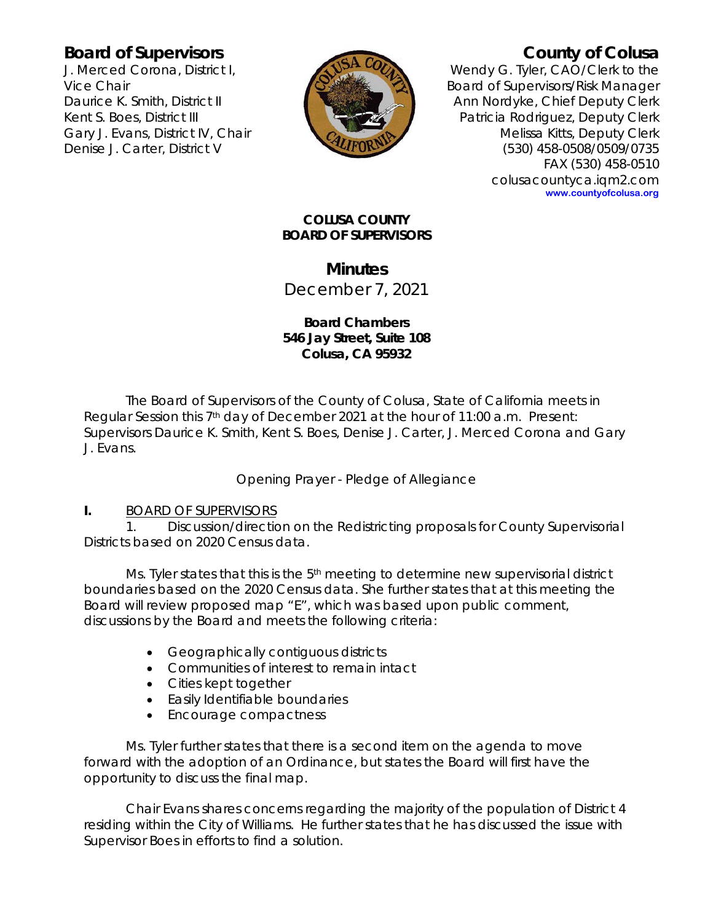**Board of Supervisors**
J. Merced Corona, District I, Vice Chair
Daurice K. Smith, District II
Kent S. Boes, District III
Gary J. Evans, District IV, Chair
Denise J. Carter, District V

**County of Colusa**
Wendy G. Tyler, CAO/Clerk to the Board of Supervisors/Risk Manager
Ann Nordyke, Chief Deputy Clerk
Patricia Rodriguez, Deputy Clerk
Melissa Kitts, Deputy Clerk
(530) 458-0508/0509/0735
FAX (530) 458-0510
colusacountyca.iqm2.com
www.countyofcolusa.org

**COLUSA COUNTY**
**BOARD OF SUPERVISORS**

# Minutes

December 7, 2021

**Board Chambers**
**546 Jay Street, Suite 108**
**Colusa, CA 95932**

The Board of Supervisors of the County of Colusa, State of California meets in Regular Session this 7th day of December 2021 at the hour of 11:00 a.m. Present: Supervisors Daurice K. Smith, Kent S. Boes, Denise J. Carter, J. Merced Corona and Gary J. Evans.

Opening Prayer - Pledge of Allegiance

**I.** BOARD OF SUPERVISORS

1. Discussion/direction on the Redistricting proposals for County Supervisorial Districts based on 2020 Census data.

Ms. Tyler states that this is the 5th meeting to determine new supervisorial district boundaries based on the 2020 Census data. She further states that at this meeting the Board will review proposed map "E", which was based upon public comment, discussions by the Board and meets the following criteria:

- Geographically contiguous districts
- Communities of interest to remain intact
- Cities kept together
- Easily Identifiable boundaries
- Encourage compactness

Ms. Tyler further states that there is a second item on the agenda to move forward with the adoption of an Ordinance, but states the Board will first have the opportunity to discuss the final map.

Chair Evans shares concerns regarding the majority of the population of District 4 residing within the City of Williams. He further states that he has discussed the issue with Supervisor Boes in efforts to find a solution.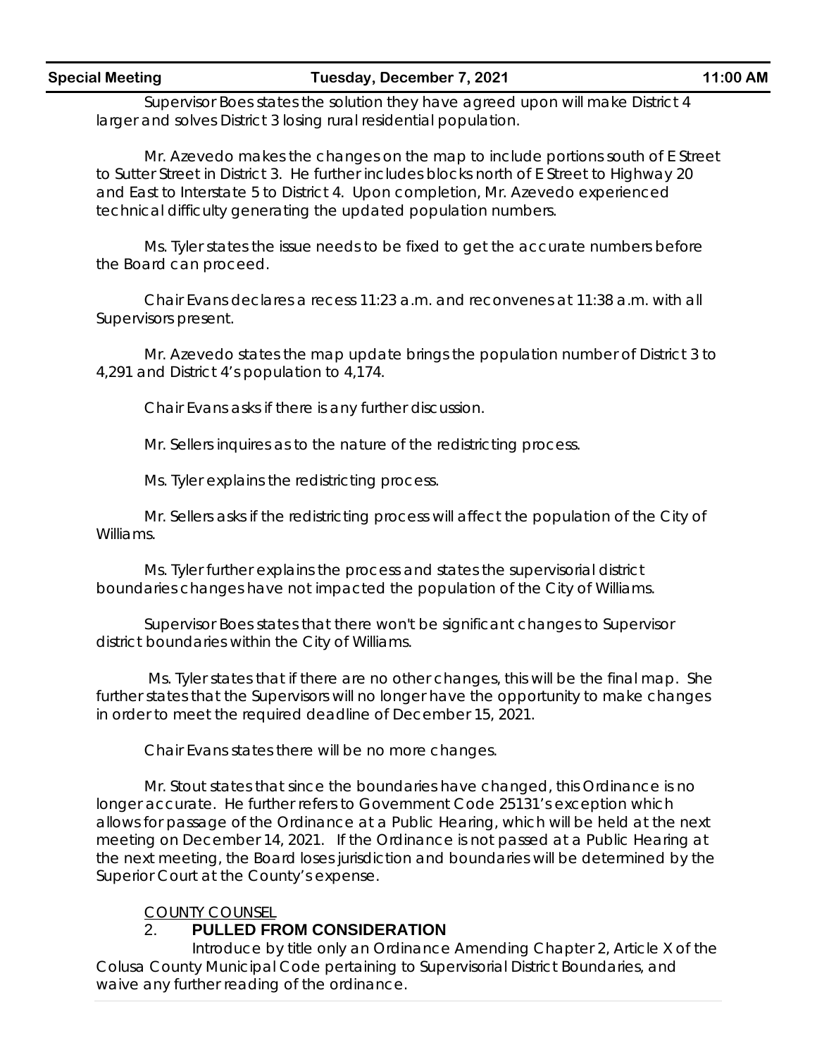Supervisor Boes states the solution they have agreed upon will make District 4 larger and solves District 3 losing rural residential population.

Mr. Azevedo makes the changes on the map to include portions south of E Street to Sutter Street in District 3. He further includes blocks north of E Street to Highway 20 and East to Interstate 5 to District 4. Upon completion, Mr. Azevedo experienced technical difficulty generating the updated population numbers.

Ms. Tyler states the issue needs to be fixed to get the accurate numbers before the Board can proceed.

Chair Evans declares a recess 11:23 a.m. and reconvenes at 11:38 a.m. with all Supervisors present.

Mr. Azevedo states the map update brings the population number of District 3 to 4,291 and District 4's population to 4,174.

Chair Evans asks if there is any further discussion.

Mr. Sellers inquires as to the nature of the redistricting process.

Ms. Tyler explains the redistricting process.

Mr. Sellers asks if the redistricting process will affect the population of the City of Williams.

Ms. Tyler further explains the process and states the supervisorial district boundaries changes have not impacted the population of the City of Williams.

Supervisor Boes states that there won't be significant changes to Supervisor district boundaries within the City of Williams.

Ms. Tyler states that if there are no other changes, this will be the final map. She further states that the Supervisors will no longer have the opportunity to make changes in order to meet the required deadline of December 15, 2021.

Chair Evans states there will be no more changes.

Mr. Stout states that since the boundaries have changed, this Ordinance is no longer accurate. He further refers to Government Code 25131's exception which allows for passage of the Ordinance at a Public Hearing, which will be held at the next meeting on December 14, 2021. If the Ordinance is not passed at a Public Hearing at the next meeting, the Board loses jurisdiction and boundaries will be determined by the Superior Court at the County's expense.

COUNTY COUNSEL

2. **PULLED FROM CONSIDERATION**

Introduce by title only an Ordinance Amending Chapter 2, Article X of the Colusa County Municipal Code pertaining to Supervisorial District Boundaries, and waive any further reading of the ordinance.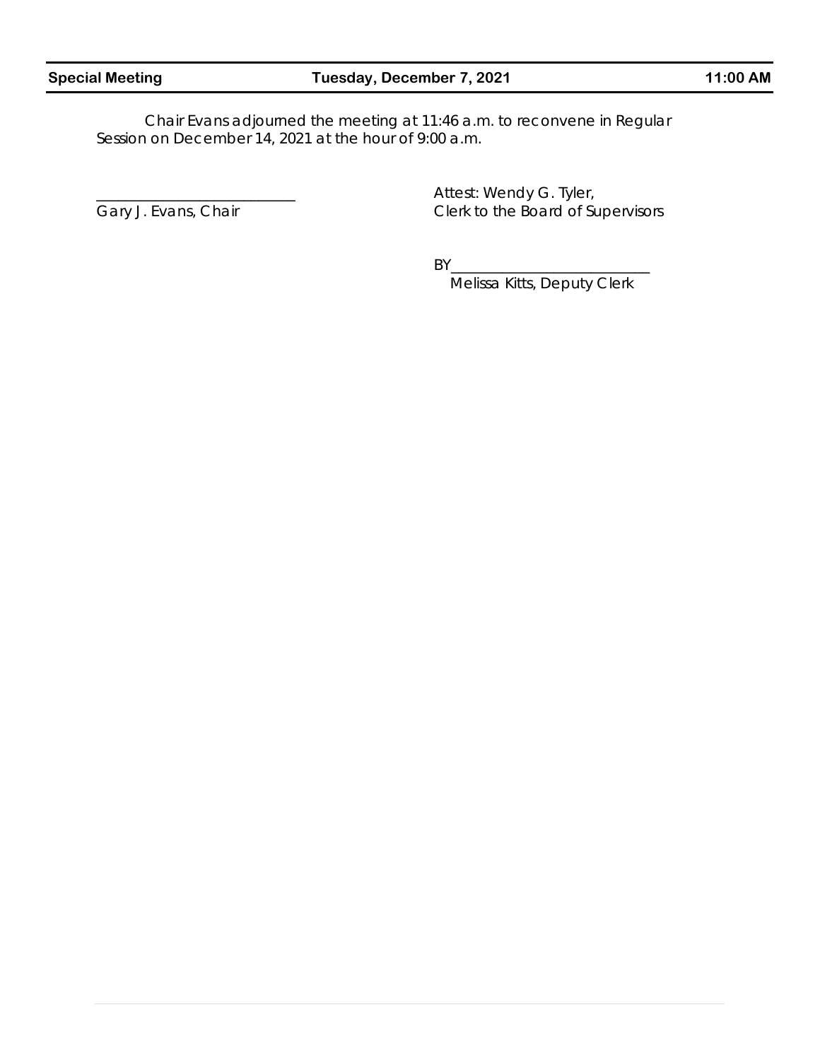Chair Evans adjourned the meeting at 11:46 a.m. to reconvene in Regular Session on December 14, 2021 at the hour of 9:00 a.m.

___________________________
Gary J. Evans, Chair

Attest: Wendy G. Tyler,
Clerk to the Board of Supervisors

BY___________________________
Melissa Kitts, Deputy Clerk